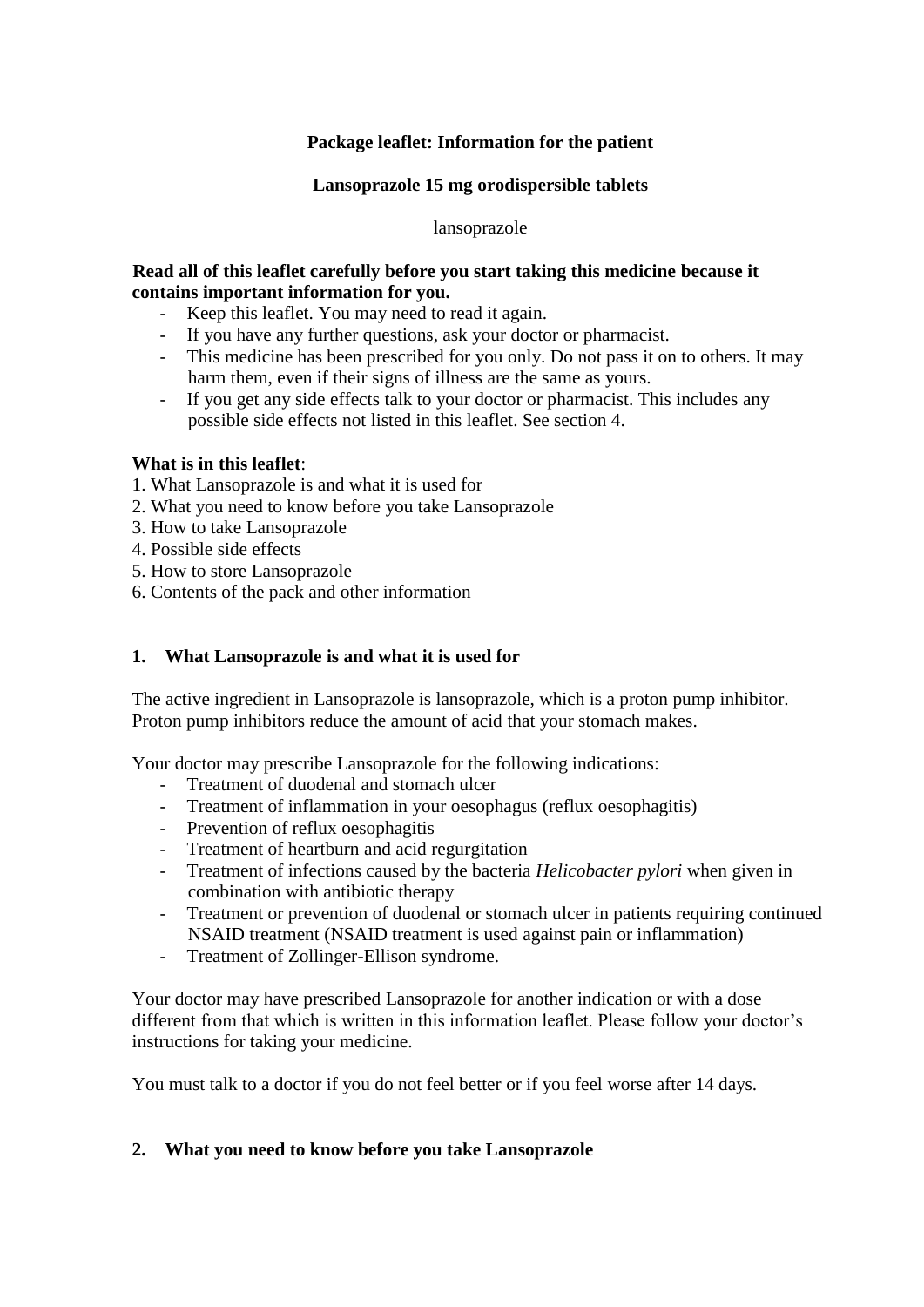**Package leaflet: Information for the patient**

**Lansoprazole 15 mg orodispersible tablets**

lansoprazole

**Read all of this leaflet carefully before you start taking this medicine because it contains important information for you.**

- Keep this leaflet. You may need to read it again.
- If you have any further questions, ask your doctor or pharmacist.
- This medicine has been prescribed for you only. Do not pass it on to others. It may harm them, even if their signs of illness are the same as yours.
- If you get any side effects talk to your doctor or pharmacist. This includes any possible side effects not listed in this leaflet. See section 4.

**What is in this leaflet**:

1. What Lansoprazole is and what it is used for
2. What you need to know before you take Lansoprazole
3. How to take Lansoprazole
4. Possible side effects
5. How to store Lansoprazole
6. Contents of the pack and other information

## 1. What Lansoprazole is and what it is used for

The active ingredient in Lansoprazole is lansoprazole, which is a proton pump inhibitor. Proton pump inhibitors reduce the amount of acid that your stomach makes.

Your doctor may prescribe Lansoprazole for the following indications:

- Treatment of duodenal and stomach ulcer
- Treatment of inflammation in your oesophagus (reflux oesophagitis)
- Prevention of reflux oesophagitis
- Treatment of heartburn and acid regurgitation
- Treatment of infections caused by the bacteria *Helicobacter pylori* when given in combination with antibiotic therapy
- Treatment or prevention of duodenal or stomach ulcer in patients requiring continued NSAID treatment (NSAID treatment is used against pain or inflammation)
- Treatment of Zollinger-Ellison syndrome.

Your doctor may have prescribed Lansoprazole for another indication or with a dose different from that which is written in this information leaflet. Please follow your doctor's instructions for taking your medicine.

You must talk to a doctor if you do not feel better or if you feel worse after 14 days.

## 2. What you need to know before you take Lansoprazole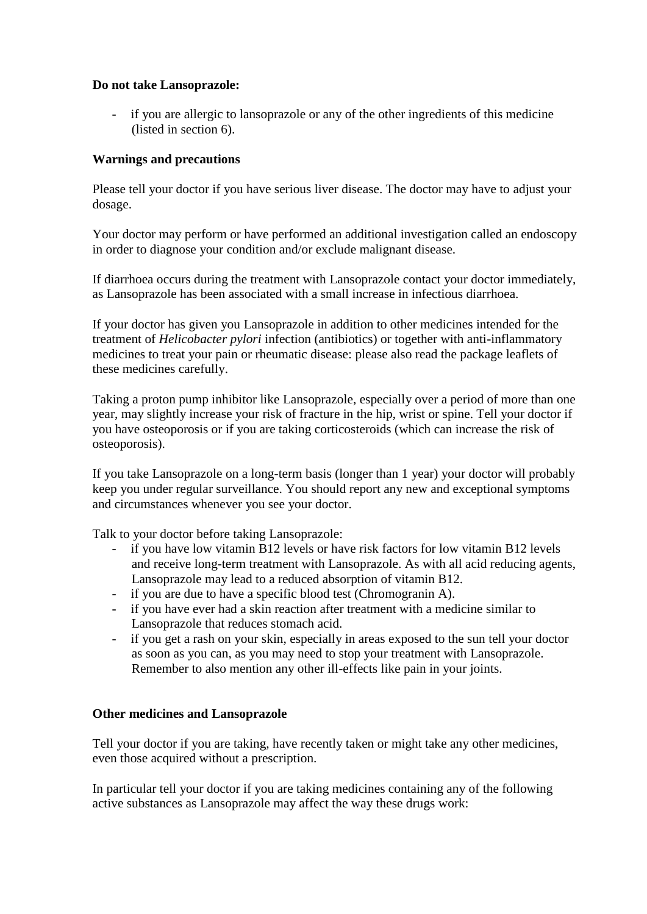**Do not take Lansoprazole:**

- if you are allergic to lansoprazole or any of the other ingredients of this medicine (listed in section 6).

**Warnings and precautions**

Please tell your doctor if you have serious liver disease. The doctor may have to adjust your dosage.

Your doctor may perform or have performed an additional investigation called an endoscopy in order to diagnose your condition and/or exclude malignant disease.

If diarrhoea occurs during the treatment with Lansoprazole contact your doctor immediately, as Lansoprazole has been associated with a small increase in infectious diarrhoea.

If your doctor has given you Lansoprazole in addition to other medicines intended for the treatment of *Helicobacter pylori* infection (antibiotics) or together with anti-inflammatory medicines to treat your pain or rheumatic disease: please also read the package leaflets of these medicines carefully.

Taking a proton pump inhibitor like Lansoprazole, especially over a period of more than one year, may slightly increase your risk of fracture in the hip, wrist or spine. Tell your doctor if you have osteoporosis or if you are taking corticosteroids (which can increase the risk of osteoporosis).

If you take Lansoprazole on a long-term basis (longer than 1 year) your doctor will probably keep you under regular surveillance. You should report any new and exceptional symptoms and circumstances whenever you see your doctor.

Talk to your doctor before taking Lansoprazole:

- if you have low vitamin B12 levels or have risk factors for low vitamin B12 levels and receive long-term treatment with Lansoprazole. As with all acid reducing agents, Lansoprazole may lead to a reduced absorption of vitamin B12.
- if you are due to have a specific blood test (Chromogranin A).
- if you have ever had a skin reaction after treatment with a medicine similar to Lansoprazole that reduces stomach acid.
- if you get a rash on your skin, especially in areas exposed to the sun tell your doctor as soon as you can, as you may need to stop your treatment with Lansoprazole. Remember to also mention any other ill-effects like pain in your joints.

**Other medicines and Lansoprazole**

Tell your doctor if you are taking, have recently taken or might take any other medicines, even those acquired without a prescription.

In particular tell your doctor if you are taking medicines containing any of the following active substances as Lansoprazole may affect the way these drugs work: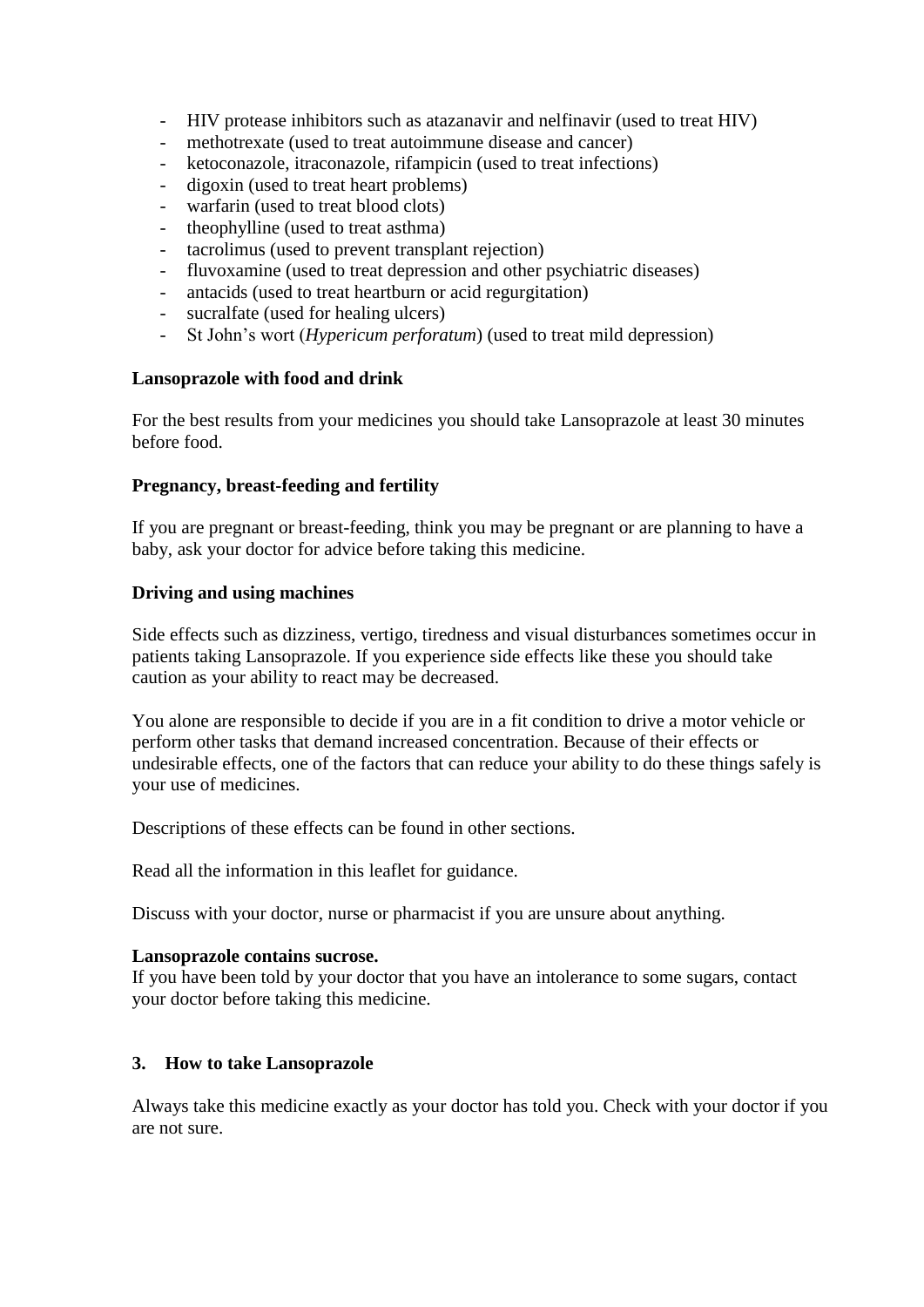- HIV protease inhibitors such as atazanavir and nelfinavir (used to treat HIV)
- methotrexate (used to treat autoimmune disease and cancer)
- ketoconazole, itraconazole, rifampicin (used to treat infections)
- digoxin (used to treat heart problems)
- warfarin (used to treat blood clots)
- theophylline (used to treat asthma)
- tacrolimus (used to prevent transplant rejection)
- fluvoxamine (used to treat depression and other psychiatric diseases)
- antacids (used to treat heartburn or acid regurgitation)
- sucralfate (used for healing ulcers)
- St John's wort (*Hypericum perforatum*) (used to treat mild depression)

**Lansoprazole with food and drink**

For the best results from your medicines you should take Lansoprazole at least 30 minutes before food.

**Pregnancy, breast-feeding and fertility**

If you are pregnant or breast-feeding, think you may be pregnant or are planning to have a baby, ask your doctor for advice before taking this medicine.

**Driving and using machines**

Side effects such as dizziness, vertigo, tiredness and visual disturbances sometimes occur in patients taking Lansoprazole. If you experience side effects like these you should take caution as your ability to react may be decreased.

You alone are responsible to decide if you are in a fit condition to drive a motor vehicle or perform other tasks that demand increased concentration. Because of their effects or undesirable effects, one of the factors that can reduce your ability to do these things safely is your use of medicines.

Descriptions of these effects can be found in other sections.

Read all the information in this leaflet for guidance.

Discuss with your doctor, nurse or pharmacist if you are unsure about anything.

**Lansoprazole contains sucrose.**
If you have been told by your doctor that you have an intolerance to some sugars, contact your doctor before taking this medicine.

## 3. How to take Lansoprazole

Always take this medicine exactly as your doctor has told you. Check with your doctor if you are not sure.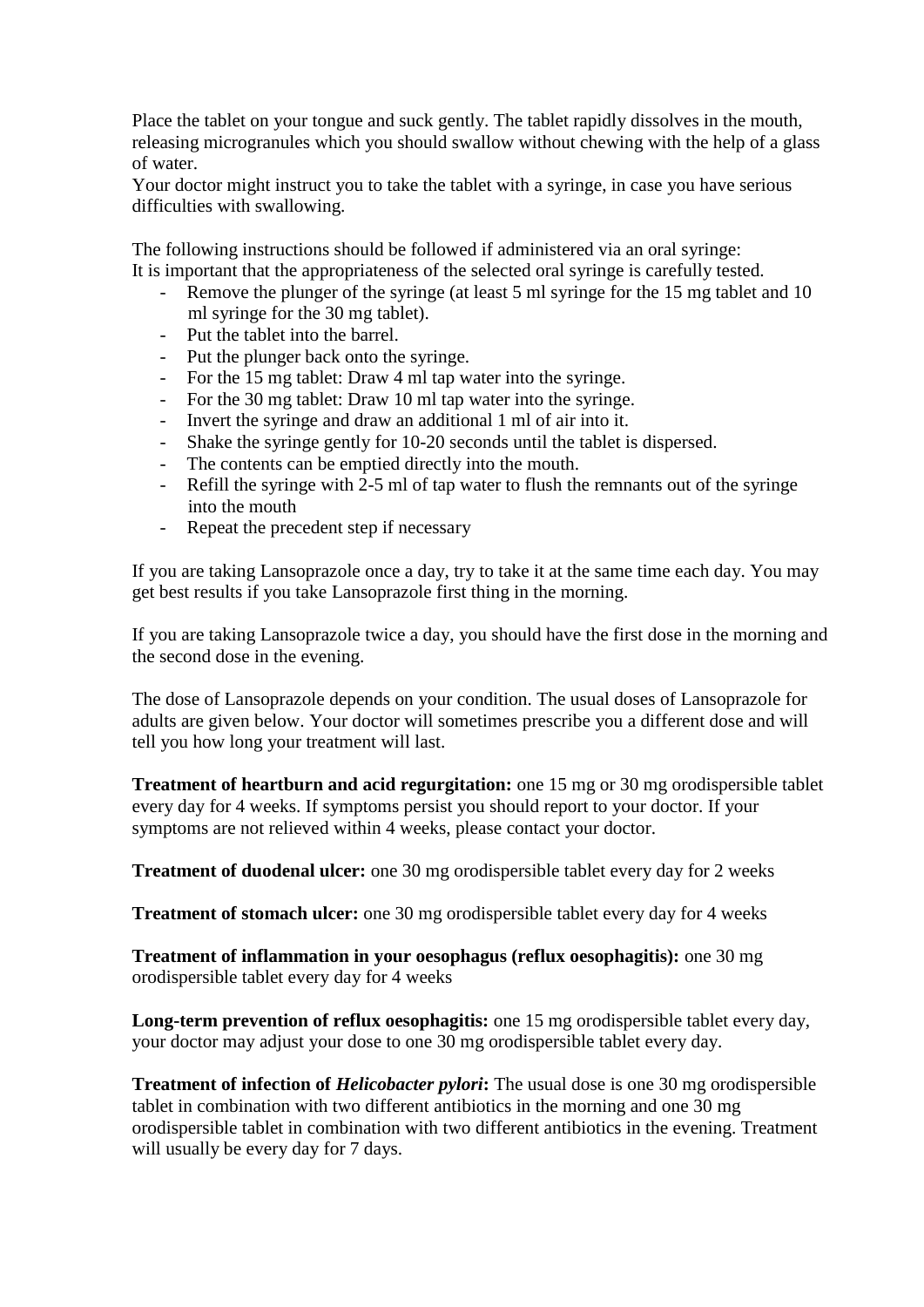Place the tablet on your tongue and suck gently. The tablet rapidly dissolves in the mouth, releasing microgranules which you should swallow without chewing with the help of a glass of water.
Your doctor might instruct you to take the tablet with a syringe, in case you have serious difficulties with swallowing.

The following instructions should be followed if administered via an oral syringe:
It is important that the appropriateness of the selected oral syringe is carefully tested.

- Remove the plunger of the syringe (at least 5 ml syringe for the 15 mg tablet and 10 ml syringe for the 30 mg tablet).
- Put the tablet into the barrel.
- Put the plunger back onto the syringe.
- For the 15 mg tablet: Draw 4 ml tap water into the syringe.
- For the 30 mg tablet: Draw 10 ml tap water into the syringe.
- Invert the syringe and draw an additional 1 ml of air into it.
- Shake the syringe gently for 10-20 seconds until the tablet is dispersed.
- The contents can be emptied directly into the mouth.
- Refill the syringe with 2-5 ml of tap water to flush the remnants out of the syringe into the mouth
- Repeat the precedent step if necessary

If you are taking Lansoprazole once a day, try to take it at the same time each day. You may get best results if you take Lansoprazole first thing in the morning.

If you are taking Lansoprazole twice a day, you should have the first dose in the morning and the second dose in the evening.

The dose of Lansoprazole depends on your condition. The usual doses of Lansoprazole for adults are given below. Your doctor will sometimes prescribe you a different dose and will tell you how long your treatment will last.

**Treatment of heartburn and acid regurgitation:** one 15 mg or 30 mg orodispersible tablet every day for 4 weeks. If symptoms persist you should report to your doctor. If your symptoms are not relieved within 4 weeks, please contact your doctor.

**Treatment of duodenal ulcer:** one 30 mg orodispersible tablet every day for 2 weeks

**Treatment of stomach ulcer:** one 30 mg orodispersible tablet every day for 4 weeks

**Treatment of inflammation in your oesophagus (reflux oesophagitis):** one 30 mg orodispersible tablet every day for 4 weeks

**Long-term prevention of reflux oesophagitis:** one 15 mg orodispersible tablet every day, your doctor may adjust your dose to one 30 mg orodispersible tablet every day.

**Treatment of infection of *Helicobacter pylori*:** The usual dose is one 30 mg orodispersible tablet in combination with two different antibiotics in the morning and one 30 mg orodispersible tablet in combination with two different antibiotics in the evening. Treatment will usually be every day for 7 days.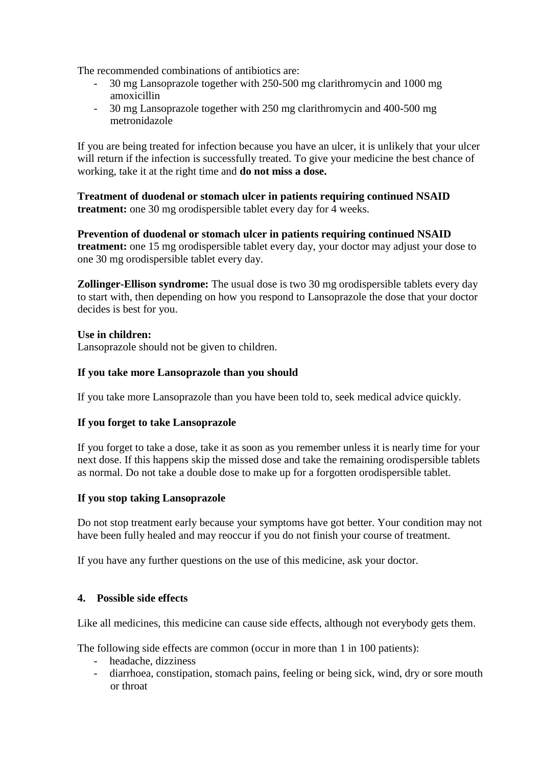The recommended combinations of antibiotics are:

- 30 mg Lansoprazole together with 250-500 mg clarithromycin and 1000 mg amoxicillin
- 30 mg Lansoprazole together with 250 mg clarithromycin and 400-500 mg metronidazole

If you are being treated for infection because you have an ulcer, it is unlikely that your ulcer will return if the infection is successfully treated. To give your medicine the best chance of working, take it at the right time and **do not miss a dose.**

**Treatment of duodenal or stomach ulcer in patients requiring continued NSAID treatment:** one 30 mg orodispersible tablet every day for 4 weeks.

**Prevention of duodenal or stomach ulcer in patients requiring continued NSAID treatment:** one 15 mg orodispersible tablet every day, your doctor may adjust your dose to one 30 mg orodispersible tablet every day.

**Zollinger-Ellison syndrome:** The usual dose is two 30 mg orodispersible tablets every day to start with, then depending on how you respond to Lansoprazole the dose that your doctor decides is best for you.

**Use in children:**
Lansoprazole should not be given to children.

**If you take more Lansoprazole than you should**

If you take more Lansoprazole than you have been told to, seek medical advice quickly.

**If you forget to take Lansoprazole**

If you forget to take a dose, take it as soon as you remember unless it is nearly time for your next dose. If this happens skip the missed dose and take the remaining orodispersible tablets as normal. Do not take a double dose to make up for a forgotten orodispersible tablet.

**If you stop taking Lansoprazole**

Do not stop treatment early because your symptoms have got better. Your condition may not have been fully healed and may reoccur if you do not finish your course of treatment.

If you have any further questions on the use of this medicine, ask your doctor.

## 4. Possible side effects

Like all medicines, this medicine can cause side effects, although not everybody gets them.

The following side effects are common (occur in more than 1 in 100 patients):

- headache, dizziness
- diarrhoea, constipation, stomach pains, feeling or being sick, wind, dry or sore mouth or throat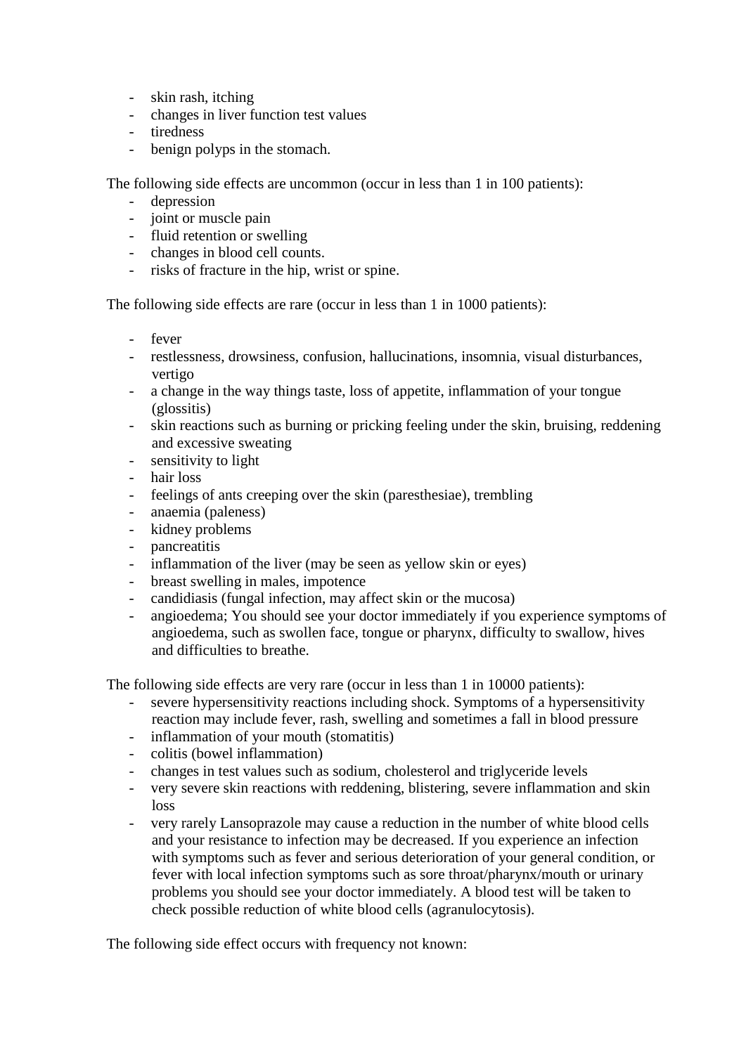- skin rash, itching
- changes in liver function test values
- tiredness
- benign polyps in the stomach.

The following side effects are uncommon (occur in less than 1 in 100 patients):

- depression
- joint or muscle pain
- fluid retention or swelling
- changes in blood cell counts.
- risks of fracture in the hip, wrist or spine.

The following side effects are rare (occur in less than 1 in 1000 patients):

- fever
- restlessness, drowsiness, confusion, hallucinations, insomnia, visual disturbances, vertigo
- a change in the way things taste, loss of appetite, inflammation of your tongue (glossitis)
- skin reactions such as burning or pricking feeling under the skin, bruising, reddening and excessive sweating
- sensitivity to light
- hair loss
- feelings of ants creeping over the skin (paresthesiae), trembling
- anaemia (paleness)
- kidney problems
- pancreatitis
- inflammation of the liver (may be seen as yellow skin or eyes)
- breast swelling in males, impotence
- candidiasis (fungal infection, may affect skin or the mucosa)
- angioedema; You should see your doctor immediately if you experience symptoms of angioedema, such as swollen face, tongue or pharynx, difficulty to swallow, hives and difficulties to breathe.

The following side effects are very rare (occur in less than 1 in 10000 patients):

- severe hypersensitivity reactions including shock. Symptoms of a hypersensitivity reaction may include fever, rash, swelling and sometimes a fall in blood pressure
- inflammation of your mouth (stomatitis)
- colitis (bowel inflammation)
- changes in test values such as sodium, cholesterol and triglyceride levels
- very severe skin reactions with reddening, blistering, severe inflammation and skin loss
- very rarely Lansoprazole may cause a reduction in the number of white blood cells and your resistance to infection may be decreased. If you experience an infection with symptoms such as fever and serious deterioration of your general condition, or fever with local infection symptoms such as sore throat/pharynx/mouth or urinary problems you should see your doctor immediately. A blood test will be taken to check possible reduction of white blood cells (agranulocytosis).

The following side effect occurs with frequency not known: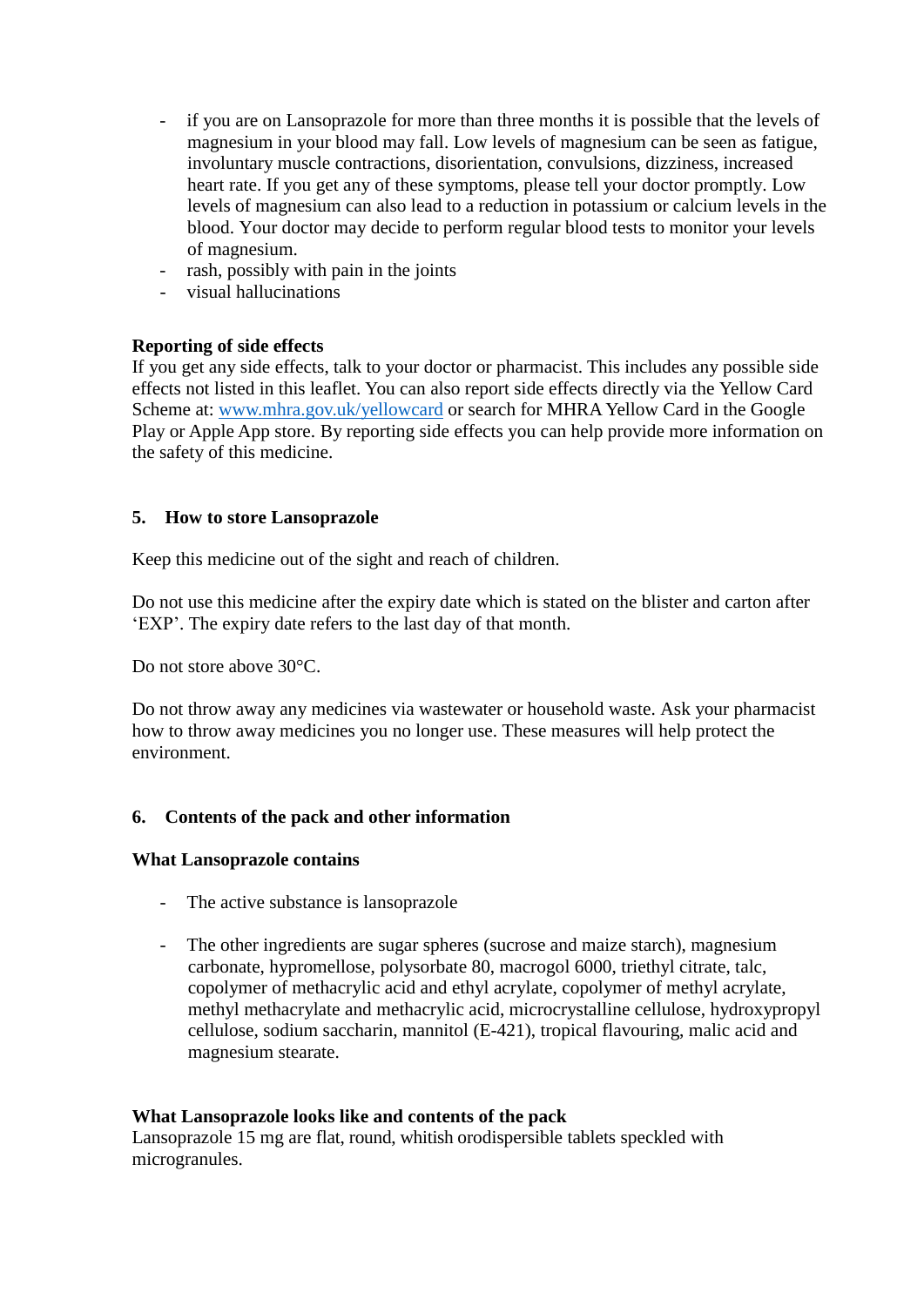- if you are on Lansoprazole for more than three months it is possible that the levels of magnesium in your blood may fall. Low levels of magnesium can be seen as fatigue, involuntary muscle contractions, disorientation, convulsions, dizziness, increased heart rate. If you get any of these symptoms, please tell your doctor promptly. Low levels of magnesium can also lead to a reduction in potassium or calcium levels in the blood. Your doctor may decide to perform regular blood tests to monitor your levels of magnesium.
- rash, possibly with pain in the joints
- visual hallucinations

**Reporting of side effects**
If you get any side effects, talk to your doctor or pharmacist. This includes any possible side effects not listed in this leaflet. You can also report side effects directly via the Yellow Card Scheme at: www.mhra.gov.uk/yellowcard or search for MHRA Yellow Card in the Google Play or Apple App store. By reporting side effects you can help provide more information on the safety of this medicine.

## 5. How to store Lansoprazole

Keep this medicine out of the sight and reach of children.

Do not use this medicine after the expiry date which is stated on the blister and carton after 'EXP'. The expiry date refers to the last day of that month.

Do not store above 30°C.

Do not throw away any medicines via wastewater or household waste. Ask your pharmacist how to throw away medicines you no longer use. These measures will help protect the environment.

## 6. Contents of the pack and other information

### What Lansoprazole contains

- The active substance is lansoprazole

- The other ingredients are sugar spheres (sucrose and maize starch), magnesium carbonate, hypromellose, polysorbate 80, macrogol 6000, triethyl citrate, talc, copolymer of methacrylic acid and ethyl acrylate, copolymer of methyl acrylate, methyl methacrylate and methacrylic acid, microcrystalline cellulose, hydroxypropyl cellulose, sodium saccharin, mannitol (E-421), tropical flavouring, malic acid and magnesium stearate.

### What Lansoprazole looks like and contents of the pack

Lansoprazole 15 mg are flat, round, whitish orodispersible tablets speckled with microgranules.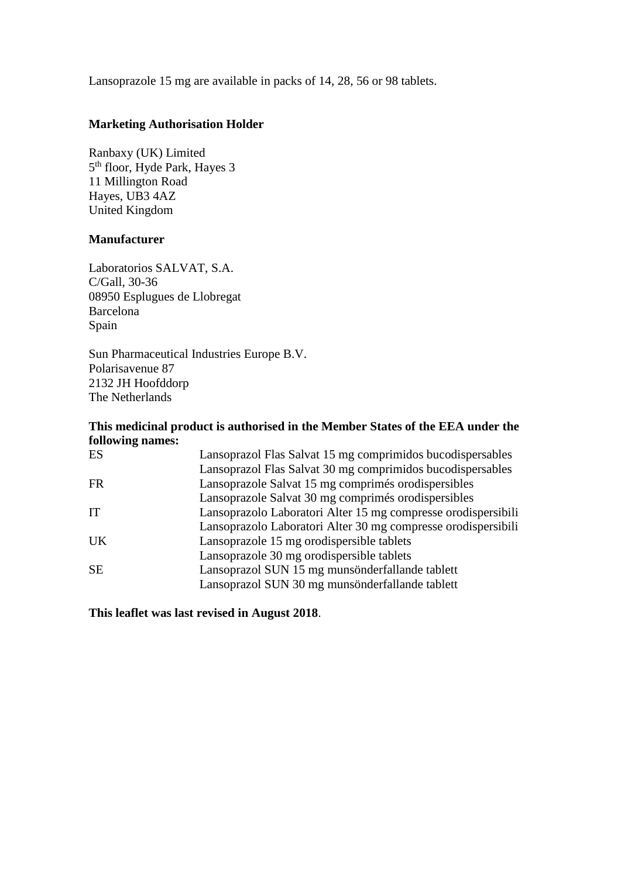Lansoprazole 15 mg are available in packs of 14, 28, 56 or 98 tablets.

**Marketing Authorisation Holder**

Ranbaxy (UK) Limited
5th floor, Hyde Park, Hayes 3
11 Millington Road
Hayes, UB3 4AZ
United Kingdom

**Manufacturer**

Laboratorios SALVAT, S.A.
C/Gall, 30-36
08950 Esplugues de Llobregat
Barcelona
Spain

Sun Pharmaceutical Industries Europe B.V.
Polarisavenue 87
2132 JH Hoofddorp
The Netherlands

**This medicinal product is authorised in the Member States of the EEA under the following names:**

| | |
|---|---|
| ES | Lansoprazol Flas Salvat 15 mg comprimidos bucodispersables |
| | Lansoprazol Flas Salvat 30 mg comprimidos bucodispersables |
| FR | Lansoprazole Salvat 15 mg comprimés orodispersibles |
| | Lansoprazole Salvat 30 mg comprimés orodispersibles |
| IT | Lansoprazolo Laboratori Alter 15 mg compresse orodispersibili |
| | Lansoprazolo Laboratori Alter 30 mg compresse orodispersibili |
| UK | Lansoprazole 15 mg orodispersible tablets |
| | Lansoprazole 30 mg orodispersible tablets |
| SE | Lansoprazol SUN 15 mg munsönderfallande tablett |
| | Lansoprazol SUN 30 mg munsönderfallande tablett |

**This leaflet was last revised in August 2018**.